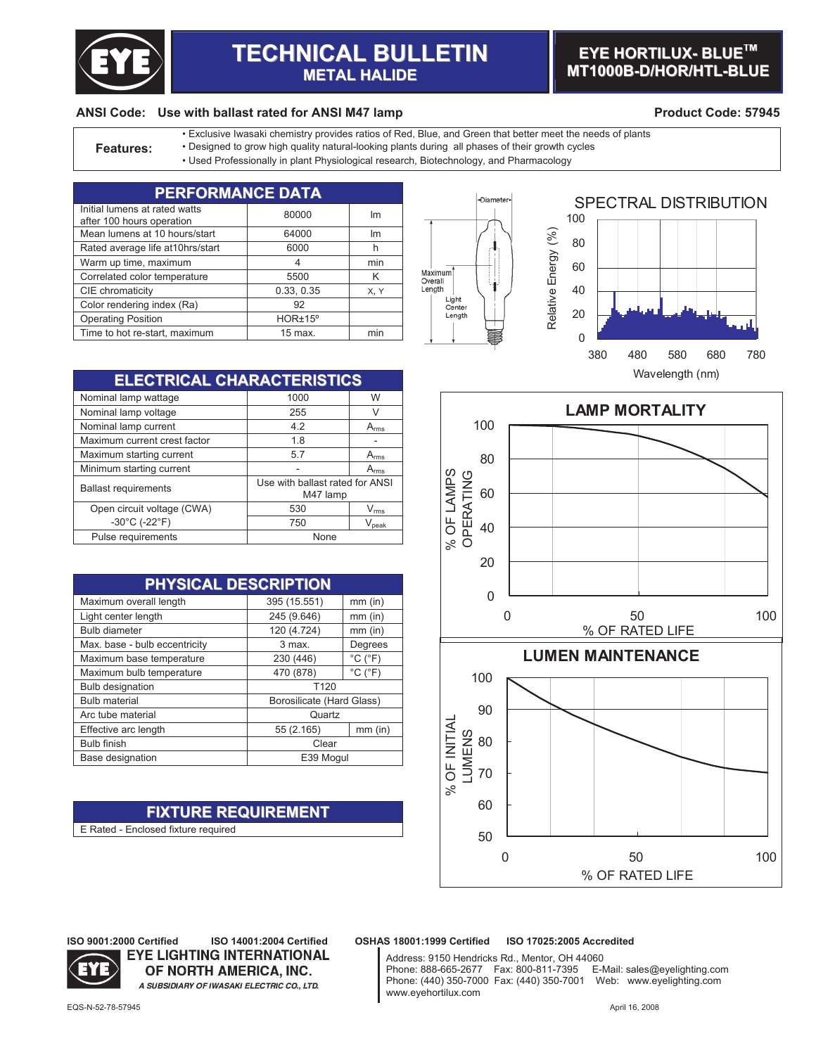# TECHNICAL BULLETIN
## METAL HALIDE

## EYE HORTILUX- BLUE™ MT1000B-D/HOR/HTL-BLUE

**ANSI Code:** Use with ballast rated for ANSI M47 lamp

**Product Code:** 57945

**Features:**
- Exclusive Iwasaki chemistry provides ratios of Red, Blue, and Green that better meet the needs of plants
- Designed to grow high quality natural-looking plants during all phases of their growth cycles
- Used Professionally in plant Physiological research, Biotechnology, and Pharmacology

## PERFORMANCE DATA

| | | |
|---|---|---|
| Initial lumens at rated watts after 100 hours operation | 80000 | lm |
| Mean lumens at 10 hours/start | 64000 | lm |
| Rated average life at10hrs/start | 6000 | h |
| Warm up time, maximum | 4 | min |
| Correlated color temperature | 5500 | K |
| CIE chromaticity | 0.33, 0.35 | X, Y |
| Color rendering index (Ra) | 92 | |
| Operating Position | HOR±15º | |
| Time to hot re-start, maximum | 15 max. | min |

## ELECTRICAL CHARACTERISTICS

| | | |
|---|---|---|
| Nominal lamp wattage | 1000 | W |
| Nominal lamp voltage | 255 | V |
| Nominal lamp current | 4.2 | $A_{rms}$ |
| Maximum current crest factor | 1.8 | - |
| Maximum starting current | 5.7 | $A_{rms}$ |
| Minimum starting current | - | $A_{rms}$ |
| Ballast requirements | Use with ballast rated for ANSI M47 lamp | |
| Open circuit voltage (CWA) | 530 | $V_{rms}$ |
| -30°C (-22°F) | 750 | $V_{peak}$ |
| Pulse requirements | None | |

## PHYSICAL DESCRIPTION

| | | |
|---|---|---|
| Maximum overall length | 395 (15.551) | mm (in) |
| Light center length | 245 (9.646) | mm (in) |
| Bulb diameter | 120 (4.724) | mm (in) |
| Max. base - bulb eccentricity | 3 max. | Degrees |
| Maximum base temperature | 230 (446) | °C (°F) |
| Maximum bulb temperature | 470 (878) | °C (°F) |
| Bulb designation | T120 | |
| Bulb material | Borosilicate (Hard Glass) | |
| Arc tube material | Quartz | |
| Effective arc length | 55 (2.165) | mm (in) |
| Bulb finish | Clear | |
| Base designation | E39 Mogul | |

## FIXTURE REQUIREMENT

E Rated - Enclosed fixture required

Diameter / Maximum Overall Length / Light Center Length

### SPECTRAL DISTRIBUTION

Relative Energy (%) vs. Wavelength (nm) (380–780)

### LAMP MORTALITY

% OF LAMPS OPERATING vs. % OF RATED LIFE

### LUMEN MAINTENANCE

% OF INITIAL LUMENS vs. % OF RATED LIFE

ISO 9001:2000 Certified ISO 14001:2004 Certified OSHAS 18001:1999 Certified ISO 17025:2005 Accredited

**EYE LIGHTING INTERNATIONAL OF NORTH AMERICA, INC.**
*A SUBSIDIARY OF IWASAKI ELECTRIC CO., LTD.*

Address: 9150 Hendricks Rd., Mentor, OH 44060
Phone: 888-665-2677 Fax: 800-811-7395 E-Mail: sales@eyelighting.com
Phone: (440) 350-7000 Fax: (440) 350-7001 Web: www.eyelighting.com
www.eyehortilux.com

EQS-N-52-78-57945

April 16, 2008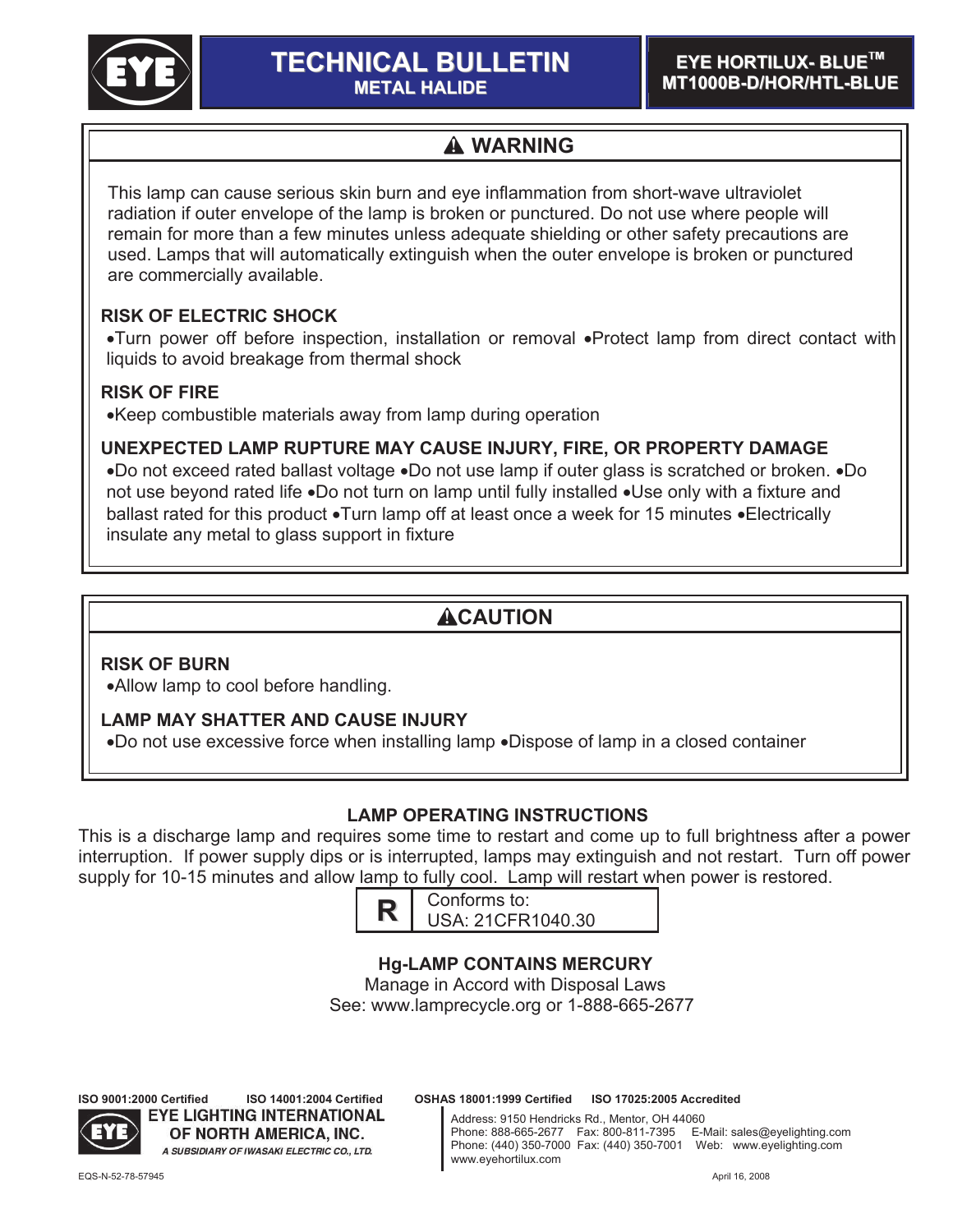# TECHNICAL BULLETIN

**METAL HALIDE**

**EYE HORTILUX- BLUE™**
**MT1000B-D/HOR/HTL-BLUE**

## ⚠ WARNING

This lamp can cause serious skin burn and eye inflammation from short-wave ultraviolet radiation if outer envelope of the lamp is broken or punctured. Do not use where people will remain for more than a few minutes unless adequate shielding or other safety precautions are used. Lamps that will automatically extinguish when the outer envelope is broken or punctured are commercially available.

**RISK OF ELECTRIC SHOCK**

•Turn power off before inspection, installation or removal •Protect lamp from direct contact with liquids to avoid breakage from thermal shock

**RISK OF FIRE**

•Keep combustible materials away from lamp during operation

**UNEXPECTED LAMP RUPTURE MAY CAUSE INJURY, FIRE, OR PROPERTY DAMAGE**

•Do not exceed rated ballast voltage •Do not use lamp if outer glass is scratched or broken. •Do not use beyond rated life •Do not turn on lamp until fully installed •Use only with a fixture and ballast rated for this product •Turn lamp off at least once a week for 15 minutes •Electrically insulate any metal to glass support in fixture

## ⚠CAUTION

**RISK OF BURN**

•Allow lamp to cool before handling.

**LAMP MAY SHATTER AND CAUSE INJURY**

•Do not use excessive force when installing lamp •Dispose of lamp in a closed container

## LAMP OPERATING INSTRUCTIONS

This is a discharge lamp and requires some time to restart and come up to full brightness after a power interruption. If power supply dips or is interrupted, lamps may extinguish and not restart. Turn off power supply for 10-15 minutes and allow lamp to fully cool. Lamp will restart when power is restored.

| R | Conforms to: USA: 21CFR1040.30 |
|---|---|

**Hg-LAMP CONTAINS MERCURY**

Manage in Accord with Disposal Laws

See: www.lamprecycle.org or 1-888-665-2677

ISO 9001:2000 Certified ISO 14001:2004 Certified OSHAS 18001:1999 Certified ISO 17025:2005 Accredited

**EYE LIGHTING INTERNATIONAL OF NORTH AMERICA, INC.**

*A SUBSIDIARY OF IWASAKI ELECTRIC CO., LTD.*

Address: 9150 Hendricks Rd., Mentor, OH 44060
Phone: 888-665-2677 Fax: 800-811-7395 E-Mail: sales@eyelighting.com
Phone: (440) 350-7000 Fax: (440) 350-7001 Web: www.eyelighting.com
www.eyehortilux.com

EQS-N-52-78-57945

April 16, 2008